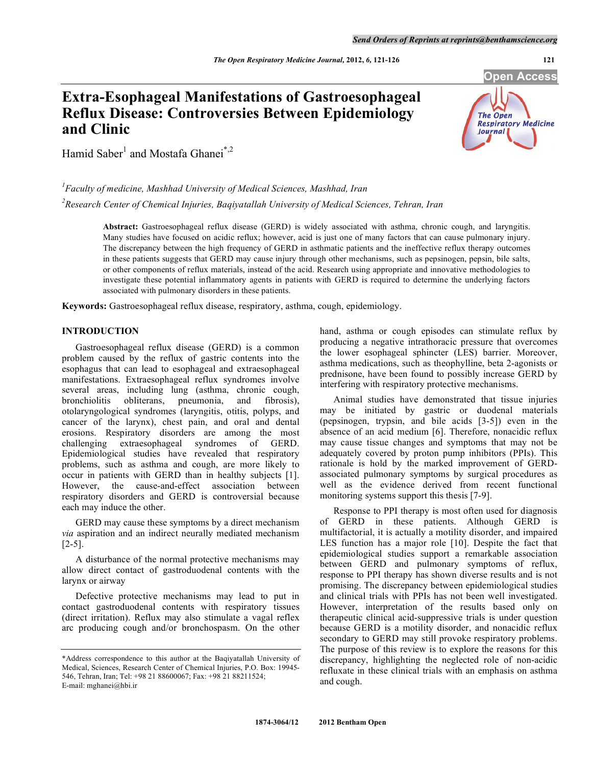# Extra-Esophageal Manifestations of Gastroesophageal Reflux Disease: Controversies Between Epidemiology and Clinic

Hamid Saber[1] and Mostafa Ghanei[*,2]

[1]Faculty of medicine, Mashhad University of Medical Sciences, Mashhad, Iran

[2]Research Center of Chemical Injuries, Baqiyatallah University of Medical Sciences, Tehran, Iran

**Abstract:** Gastroesophageal reflux disease (GERD) is widely associated with asthma, chronic cough, and laryngitis. Many studies have focused on acidic reflux; however, acid is just one of many factors that can cause pulmonary injury. The discrepancy between the high frequency of GERD in asthmatic patients and the ineffective reflux therapy outcomes in these patients suggests that GERD may cause injury through other mechanisms, such as pepsinogen, pepsin, bile salts, or other components of reflux materials, instead of the acid. Research using appropriate and innovative methodologies to investigate these potential inflammatory agents in patients with GERD is required to determine the underlying factors associated with pulmonary disorders in these patients.

**Keywords:** Gastroesophageal reflux disease, respiratory, asthma, cough, epidemiology.

## INTRODUCTION

Gastroesophageal reflux disease (GERD) is a common problem caused by the reflux of gastric contents into the esophagus that can lead to esophageal and extraesophageal manifestations. Extraesophageal reflux syndromes involve several areas, including lung (asthma, chronic cough, bronchiolitis obliterans, pneumonia, and fibrosis), otolaryngological syndromes (laryngitis, otitis, polyps, and cancer of the larynx), chest pain, and oral and dental erosions. Respiratory disorders are among the most challenging extraesophageal syndromes of GERD. Epidemiological studies have revealed that respiratory problems, such as asthma and cough, are more likely to occur in patients with GERD than in healthy subjects [1]. However, the cause-and-effect association between respiratory disorders and GERD is controversial because each may induce the other.

GERD may cause these symptoms by a direct mechanism *via* aspiration and an indirect neurally mediated mechanism [2-5].

A disturbance of the normal protective mechanisms may allow direct contact of gastroduodenal contents with the larynx or airway

Defective protective mechanisms may lead to put in contact gastroduodenal contents with respiratory tissues (direct irritation). Reflux may also stimulate a vagal reflex arc producing cough and/or bronchospasm. On the other hand, asthma or cough episodes can stimulate reflux by producing a negative intrathoracic pressure that overcomes the lower esophageal sphincter (LES) barrier. Moreover, asthma medications, such as theophylline, beta 2-agonists or prednisone, have been found to possibly increase GERD by interfering with respiratory protective mechanisms.

Animal studies have demonstrated that tissue injuries may be initiated by gastric or duodenal materials (pepsinogen, trypsin, and bile acids [3-5]) even in the absence of an acid medium [6]. Therefore, nonacidic reflux may cause tissue changes and symptoms that may not be adequately covered by proton pump inhibitors (PPIs). This rationale is hold by the marked improvement of GERD-associated pulmonary symptoms by surgical procedures as well as the evidence derived from recent functional monitoring systems support this thesis [7-9].

Response to PPI therapy is most often used for diagnosis of GERD in these patients. Although GERD is multifactorial, it is actually a motility disorder, and impaired LES function has a major role [10]. Despite the fact that epidemiological studies support a remarkable association between GERD and pulmonary symptoms of reflux, response to PPI therapy has shown diverse results and is not promising. The discrepancy between epidemiological studies and clinical trials with PPIs has not been well investigated. However, interpretation of the results based only on therapeutic clinical acid-suppressive trials is under question because GERD is a motility disorder, and nonacidic reflux secondary to GERD may still provoke respiratory problems. The purpose of this review is to explore the reasons for this discrepancy, highlighting the neglected role of non-acidic refluxate in these clinical trials with an emphasis on asthma and cough.

*Address correspondence to this author at the Baqiyatallah University of Medical, Sciences, Research Center of Chemical Injuries, P.O. Box: 19945-546, Tehran, Iran; Tel: +98 21 88600067; Fax: +98 21 88211524; E-mail: mghanei@hbi.ir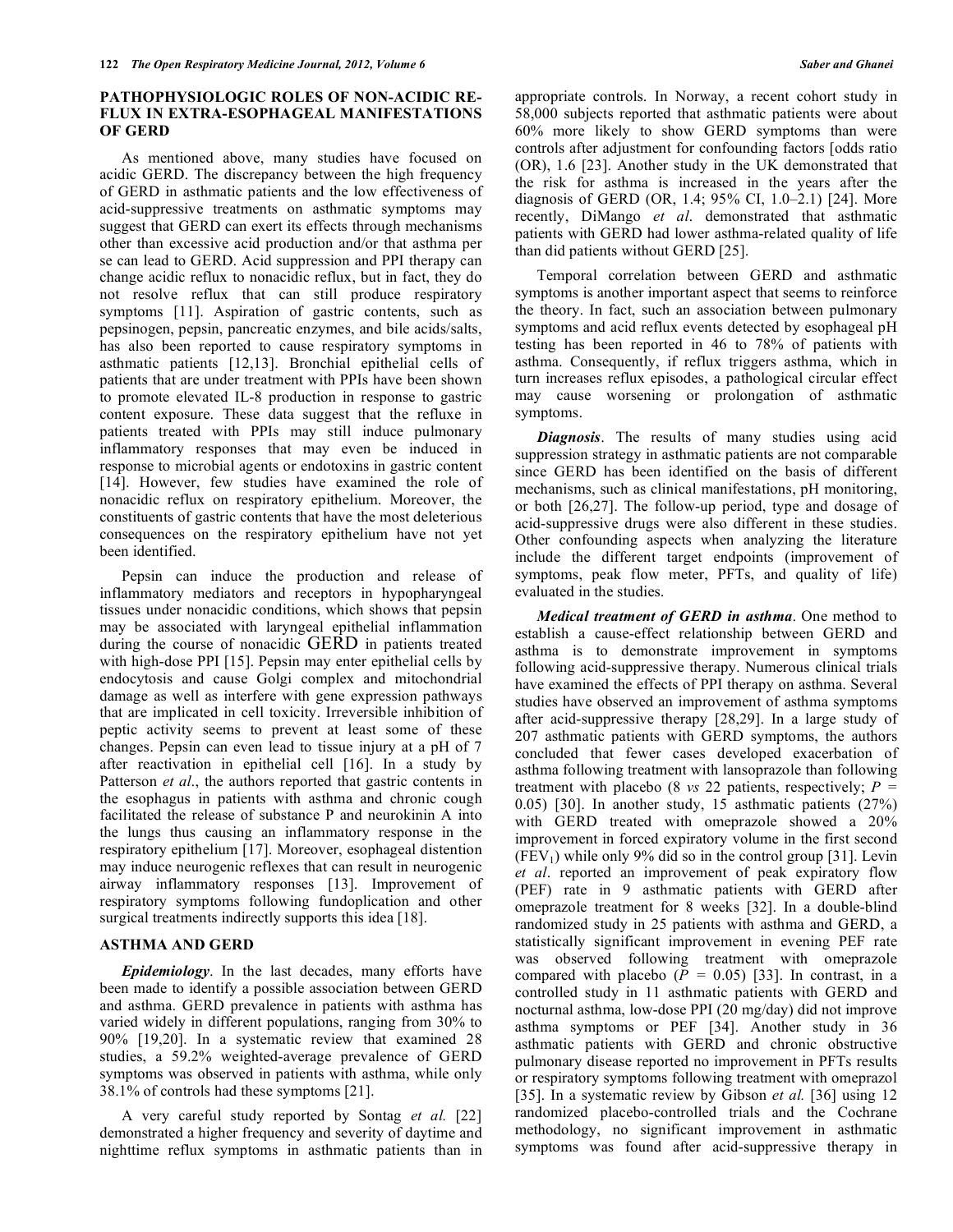## PATHOPHYSIOLOGIC ROLES OF NON-ACIDIC REFLUX IN EXTRA-ESOPHAGEAL MANIFESTATIONS OF GERD

As mentioned above, many studies have focused on acidic GERD. The discrepancy between the high frequency of GERD in asthmatic patients and the low effectiveness of acid-suppressive treatments on asthmatic symptoms may suggest that GERD can exert its effects through mechanisms other than excessive acid production and/or that asthma per se can lead to GERD. Acid suppression and PPI therapy can change acidic reflux to nonacidic reflux, but in fact, they do not resolve reflux that can still produce respiratory symptoms [11]. Aspiration of gastric contents, such as pepsinogen, pepsin, pancreatic enzymes, and bile acids/salts, has also been reported to cause respiratory symptoms in asthmatic patients [12,13]. Bronchial epithelial cells of patients that are under treatment with PPIs have been shown to promote elevated IL-8 production in response to gastric content exposure. These data suggest that the refluxe in patients treated with PPIs may still induce pulmonary inflammatory responses that may even be induced in response to microbial agents or endotoxins in gastric content [14]. However, few studies have examined the role of nonacidic reflux on respiratory epithelium. Moreover, the constituents of gastric contents that have the most deleterious consequences on the respiratory epithelium have not yet been identified.

Pepsin can induce the production and release of inflammatory mediators and receptors in hypopharyngeal tissues under nonacidic conditions, which shows that pepsin may be associated with laryngeal epithelial inflammation during the course of nonacidic GERD in patients treated with high-dose PPI [15]. Pepsin may enter epithelial cells by endocytosis and cause Golgi complex and mitochondrial damage as well as interfere with gene expression pathways that are implicated in cell toxicity. Irreversible inhibition of peptic activity seems to prevent at least some of these changes. Pepsin can even lead to tissue injury at a pH of 7 after reactivation in epithelial cell [16]. In a study by Patterson *et al*., the authors reported that gastric contents in the esophagus in patients with asthma and chronic cough facilitated the release of substance P and neurokinin A into the lungs thus causing an inflammatory response in the respiratory epithelium [17]. Moreover, esophageal distention may induce neurogenic reflexes that can result in neurogenic airway inflammatory responses [13]. Improvement of respiratory symptoms following fundoplication and other surgical treatments indirectly supports this idea [18].

## ASTHMA AND GERD

***Epidemiology***. In the last decades, many efforts have been made to identify a possible association between GERD and asthma. GERD prevalence in patients with asthma has varied widely in different populations, ranging from 30% to 90% [19,20]. In a systematic review that examined 28 studies, a 59.2% weighted-average prevalence of GERD symptoms was observed in patients with asthma, while only 38.1% of controls had these symptoms [21].

A very careful study reported by Sontag *et al.* [22] demonstrated a higher frequency and severity of daytime and nighttime reflux symptoms in asthmatic patients than in appropriate controls. In Norway, a recent cohort study in 58,000 subjects reported that asthmatic patients were about 60% more likely to show GERD symptoms than were controls after adjustment for confounding factors [odds ratio (OR), 1.6 [23]. Another study in the UK demonstrated that the risk for asthma is increased in the years after the diagnosis of GERD (OR, 1.4; 95% CI, 1.0–2.1) [24]. More recently, DiMango *et al*. demonstrated that asthmatic patients with GERD had lower asthma-related quality of life than did patients without GERD [25].

Temporal correlation between GERD and asthmatic symptoms is another important aspect that seems to reinforce the theory. In fact, such an association between pulmonary symptoms and acid reflux events detected by esophageal pH testing has been reported in 46 to 78% of patients with asthma. Consequently, if reflux triggers asthma, which in turn increases reflux episodes, a pathological circular effect may cause worsening or prolongation of asthmatic symptoms.

***Diagnosis***. The results of many studies using acid suppression strategy in asthmatic patients are not comparable since GERD has been identified on the basis of different mechanisms, such as clinical manifestations, pH monitoring, or both [26,27]. The follow-up period, type and dosage of acid-suppressive drugs were also different in these studies. Other confounding aspects when analyzing the literature include the different target endpoints (improvement of symptoms, peak flow meter, PFTs, and quality of life) evaluated in the studies.

***Medical treatment of GERD in asthma***. One method to establish a cause-effect relationship between GERD and asthma is to demonstrate improvement in symptoms following acid-suppressive therapy. Numerous clinical trials have examined the effects of PPI therapy on asthma. Several studies have observed an improvement of asthma symptoms after acid-suppressive therapy [28,29]. In a large study of 207 asthmatic patients with GERD symptoms, the authors concluded that fewer cases developed exacerbation of asthma following treatment with lansoprazole than following treatment with placebo (8 *vs* 22 patients, respectively; $P$ = 0.05) [30]. In another study, 15 asthmatic patients (27%) with GERD treated with omeprazole showed a 20% improvement in forced expiratory volume in the first second ($FEV_1$) while only 9% did so in the control group [31]. Levin *et al*. reported an improvement of peak expiratory flow (PEF) rate in 9 asthmatic patients with GERD after omeprazole treatment for 8 weeks [32]. In a double-blind randomized study in 25 patients with asthma and GERD, a statistically significant improvement in evening PEF rate was observed following treatment with omeprazole compared with placebo ($P$ = 0.05) [33]. In contrast, in a controlled study in 11 asthmatic patients with GERD and nocturnal asthma, low-dose PPI (20 mg/day) did not improve asthma symptoms or PEF [34]. Another study in 36 asthmatic patients with GERD and chronic obstructive pulmonary disease reported no improvement in PFTs results or respiratory symptoms following treatment with omeprazol [35]. In a systematic review by Gibson *et al.* [36] using 12 randomized placebo-controlled trials and the Cochrane methodology, no significant improvement in asthmatic symptoms was found after acid-suppressive therapy in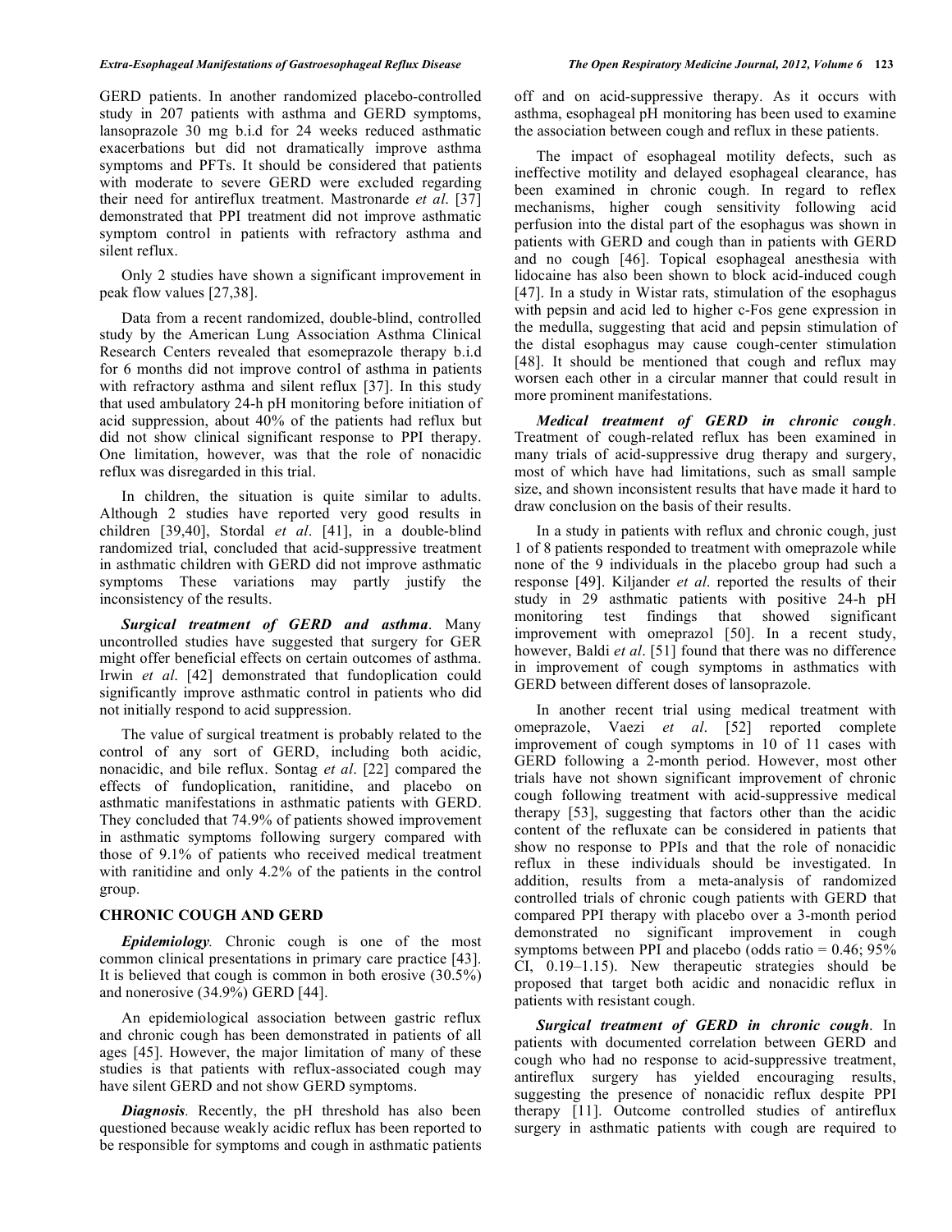GERD patients. In another randomized placebo-controlled study in 207 patients with asthma and GERD symptoms, lansoprazole 30 mg b.i.d for 24 weeks reduced asthmatic exacerbations but did not dramatically improve asthma symptoms and PFTs. It should be considered that patients with moderate to severe GERD were excluded regarding their need for antireflux treatment. Mastronarde *et al*. [37] demonstrated that PPI treatment did not improve asthmatic symptom control in patients with refractory asthma and silent reflux.

Only 2 studies have shown a significant improvement in peak flow values [27,38].

Data from a recent randomized, double-blind, controlled study by the American Lung Association Asthma Clinical Research Centers revealed that esomeprazole therapy b.i.d for 6 months did not improve control of asthma in patients with refractory asthma and silent reflux [37]. In this study that used ambulatory 24-h pH monitoring before initiation of acid suppression, about 40% of the patients had reflux but did not show clinical significant response to PPI therapy. One limitation, however, was that the role of nonacidic reflux was disregarded in this trial.

In children, the situation is quite similar to adults. Although 2 studies have reported very good results in children [39,40], Stordal *et al*. [41], in a double-blind randomized trial, concluded that acid-suppressive treatment in asthmatic children with GERD did not improve asthmatic symptoms These variations may partly justify the inconsistency of the results.

***Surgical treatment of GERD and asthma***. Many uncontrolled studies have suggested that surgery for GER might offer beneficial effects on certain outcomes of asthma. Irwin *et al*. [42] demonstrated that fundoplication could significantly improve asthmatic control in patients who did not initially respond to acid suppression.

The value of surgical treatment is probably related to the control of any sort of GERD, including both acidic, nonacidic, and bile reflux. Sontag *et al*. [22] compared the effects of fundoplication, ranitidine, and placebo on asthmatic manifestations in asthmatic patients with GERD. They concluded that 74.9% of patients showed improvement in asthmatic symptoms following surgery compared with those of 9.1% of patients who received medical treatment with ranitidine and only 4.2% of the patients in the control group.

## CHRONIC COUGH AND GERD

***Epidemiology***. Chronic cough is one of the most common clinical presentations in primary care practice [43]. It is believed that cough is common in both erosive (30.5%) and nonerosive (34.9%) GERD [44].

An epidemiological association between gastric reflux and chronic cough has been demonstrated in patients of all ages [45]. However, the major limitation of many of these studies is that patients with reflux-associated cough may have silent GERD and not show GERD symptoms.

***Diagnosis***. Recently, the pH threshold has also been questioned because weakly acidic reflux has been reported to be responsible for symptoms and cough in asthmatic patients off and on acid-suppressive therapy. As it occurs with asthma, esophageal pH monitoring has been used to examine the association between cough and reflux in these patients.

The impact of esophageal motility defects, such as ineffective motility and delayed esophageal clearance, has been examined in chronic cough. In regard to reflex mechanisms, higher cough sensitivity following acid perfusion into the distal part of the esophagus was shown in patients with GERD and cough than in patients with GERD and no cough [46]. Topical esophageal anesthesia with lidocaine has also been shown to block acid-induced cough [47]. In a study in Wistar rats, stimulation of the esophagus with pepsin and acid led to higher c-Fos gene expression in the medulla, suggesting that acid and pepsin stimulation of the distal esophagus may cause cough-center stimulation [48]. It should be mentioned that cough and reflux may worsen each other in a circular manner that could result in more prominent manifestations.

***Medical treatment of GERD in chronic cough***. Treatment of cough-related reflux has been examined in many trials of acid-suppressive drug therapy and surgery, most of which have had limitations, such as small sample size, and shown inconsistent results that have made it hard to draw conclusion on the basis of their results.

In a study in patients with reflux and chronic cough, just 1 of 8 patients responded to treatment with omeprazole while none of the 9 individuals in the placebo group had such a response [49]. Kiljander *et al*. reported the results of their study in 29 asthmatic patients with positive 24-h pH monitoring test findings that showed significant improvement with omeprazol [50]. In a recent study, however, Baldi *et al*. [51] found that there was no difference in improvement of cough symptoms in asthmatics with GERD between different doses of lansoprazole.

In another recent trial using medical treatment with omeprazole, Vaezi *et al*. [52] reported complete improvement of cough symptoms in 10 of 11 cases with GERD following a 2-month period. However, most other trials have not shown significant improvement of chronic cough following treatment with acid-suppressive medical therapy [53], suggesting that factors other than the acidic content of the refluxate can be considered in patients that show no response to PPIs and that the role of nonacidic reflux in these individuals should be investigated. In addition, results from a meta-analysis of randomized controlled trials of chronic cough patients with GERD that compared PPI therapy with placebo over a 3-month period demonstrated no significant improvement in cough symptoms between PPI and placebo (odds ratio = 0.46; 95% CI, 0.19–1.15). New therapeutic strategies should be proposed that target both acidic and nonacidic reflux in patients with resistant cough.

***Surgical treatment of GERD in chronic cough***. In patients with documented correlation between GERD and cough who had no response to acid-suppressive treatment, antireflux surgery has yielded encouraging results, suggesting the presence of nonacidic reflux despite PPI therapy [11]. Outcome controlled studies of antireflux surgery in asthmatic patients with cough are required to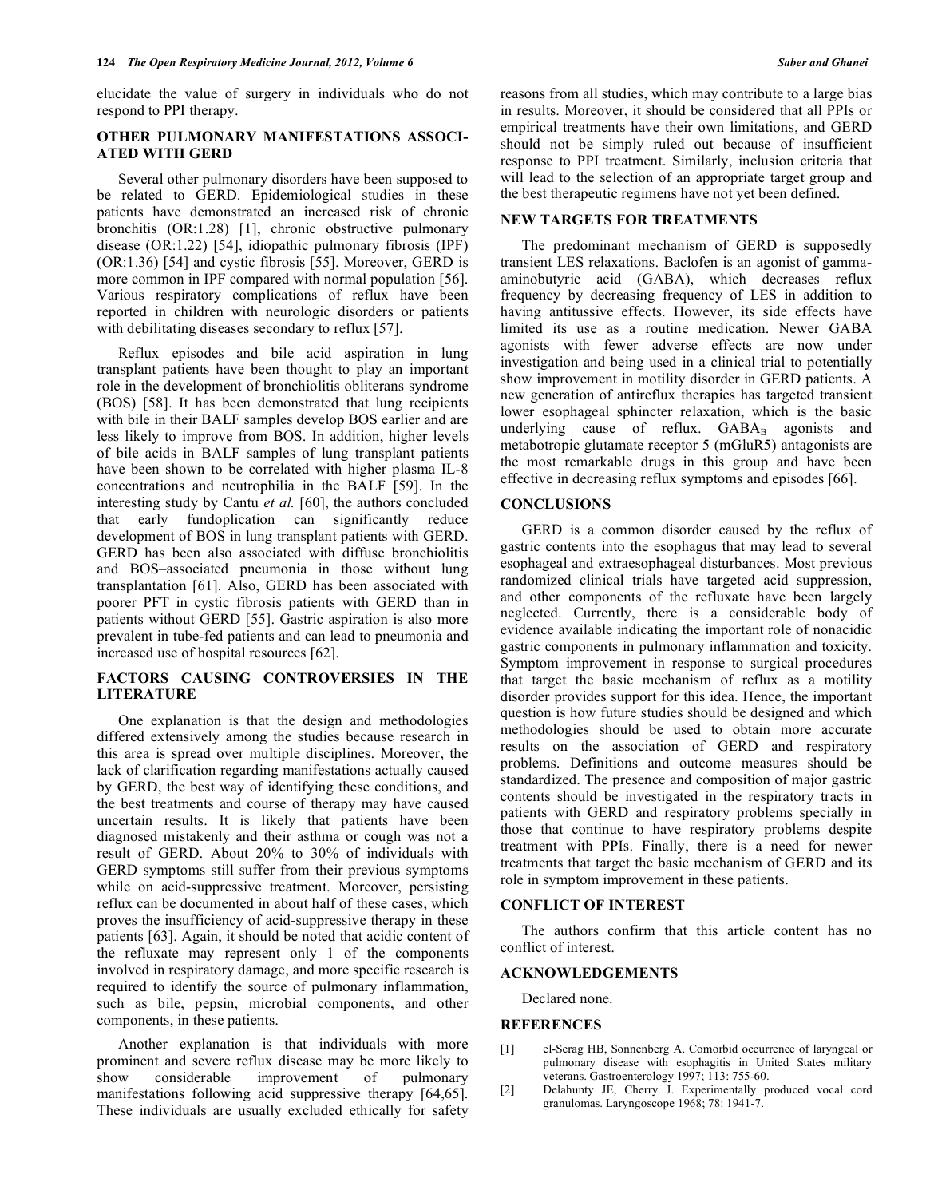elucidate the value of surgery in individuals who do not respond to PPI therapy.

## OTHER PULMONARY MANIFESTATIONS ASSOCIATED WITH GERD

Several other pulmonary disorders have been supposed to be related to GERD. Epidemiological studies in these patients have demonstrated an increased risk of chronic bronchitis (OR:1.28) [1], chronic obstructive pulmonary disease (OR:1.22) [54], idiopathic pulmonary fibrosis (IPF) (OR:1.36) [54] and cystic fibrosis [55]. Moreover, GERD is more common in IPF compared with normal population [56]. Various respiratory complications of reflux have been reported in children with neurologic disorders or patients with debilitating diseases secondary to reflux [57].

Reflux episodes and bile acid aspiration in lung transplant patients have been thought to play an important role in the development of bronchiolitis obliterans syndrome (BOS) [58]. It has been demonstrated that lung recipients with bile in their BALF samples develop BOS earlier and are less likely to improve from BOS. In addition, higher levels of bile acids in BALF samples of lung transplant patients have been shown to be correlated with higher plasma IL-8 concentrations and neutrophilia in the BALF [59]. In the interesting study by Cantu *et al.* [60], the authors concluded that early fundoplication can significantly reduce development of BOS in lung transplant patients with GERD. GERD has been also associated with diffuse bronchiolitis and BOS–associated pneumonia in those without lung transplantation [61]. Also, GERD has been associated with poorer PFT in cystic fibrosis patients with GERD than in patients without GERD [55]. Gastric aspiration is also more prevalent in tube-fed patients and can lead to pneumonia and increased use of hospital resources [62].

## FACTORS CAUSING CONTROVERSIES IN THE LITERATURE

One explanation is that the design and methodologies differed extensively among the studies because research in this area is spread over multiple disciplines. Moreover, the lack of clarification regarding manifestations actually caused by GERD, the best way of identifying these conditions, and the best treatments and course of therapy may have caused uncertain results. It is likely that patients have been diagnosed mistakenly and their asthma or cough was not a result of GERD. About 20% to 30% of individuals with GERD symptoms still suffer from their previous symptoms while on acid-suppressive treatment. Moreover, persisting reflux can be documented in about half of these cases, which proves the insufficiency of acid-suppressive therapy in these patients [63]. Again, it should be noted that acidic content of the refluxate may represent only 1 of the components involved in respiratory damage, and more specific research is required to identify the source of pulmonary inflammation, such as bile, pepsin, microbial components, and other components, in these patients.

Another explanation is that individuals with more prominent and severe reflux disease may be more likely to show considerable improvement of pulmonary manifestations following acid suppressive therapy [64,65]. These individuals are usually excluded ethically for safety reasons from all studies, which may contribute to a large bias in results. Moreover, it should be considered that all PPIs or empirical treatments have their own limitations, and GERD should not be simply ruled out because of insufficient response to PPI treatment. Similarly, inclusion criteria that will lead to the selection of an appropriate target group and the best therapeutic regimens have not yet been defined.

## NEW TARGETS FOR TREATMENTS

The predominant mechanism of GERD is supposedly transient LES relaxations. Baclofen is an agonist of gamma-aminobutyric acid (GABA), which decreases reflux frequency by decreasing frequency of LES in addition to having antitussive effects. However, its side effects have limited its use as a routine medication. Newer GABA agonists with fewer adverse effects are now under investigation and being used in a clinical trial to potentially show improvement in motility disorder in GERD patients. A new generation of antireflux therapies has targeted transient lower esophageal sphincter relaxation, which is the basic underlying cause of reflux. $GABA_B$ agonists and metabotropic glutamate receptor 5 (mGluR5) antagonists are the most remarkable drugs in this group and have been effective in decreasing reflux symptoms and episodes [66].

## CONCLUSIONS

GERD is a common disorder caused by the reflux of gastric contents into the esophagus that may lead to several esophageal and extraesophageal disturbances. Most previous randomized clinical trials have targeted acid suppression, and other components of the refluxate have been largely neglected. Currently, there is a considerable body of evidence available indicating the important role of nonacidic gastric components in pulmonary inflammation and toxicity. Symptom improvement in response to surgical procedures that target the basic mechanism of reflux as a motility disorder provides support for this idea. Hence, the important question is how future studies should be designed and which methodologies should be used to obtain more accurate results on the association of GERD and respiratory problems. Definitions and outcome measures should be standardized. The presence and composition of major gastric contents should be investigated in the respiratory tracts in patients with GERD and respiratory problems specially in those that continue to have respiratory problems despite treatment with PPIs. Finally, there is a need for newer treatments that target the basic mechanism of GERD and its role in symptom improvement in these patients.

## CONFLICT OF INTEREST

The authors confirm that this article content has no conflict of interest.

## ACKNOWLEDGEMENTS

Declared none.

## REFERENCES

[1] el-Serag HB, Sonnenberg A. Comorbid occurrence of laryngeal or pulmonary disease with esophagitis in United States military veterans. Gastroenterology 1997; 113: 755-60.

[2] Delahunty JE, Cherry J. Experimentally produced vocal cord granulomas. Laryngoscope 1968; 78: 1941-7.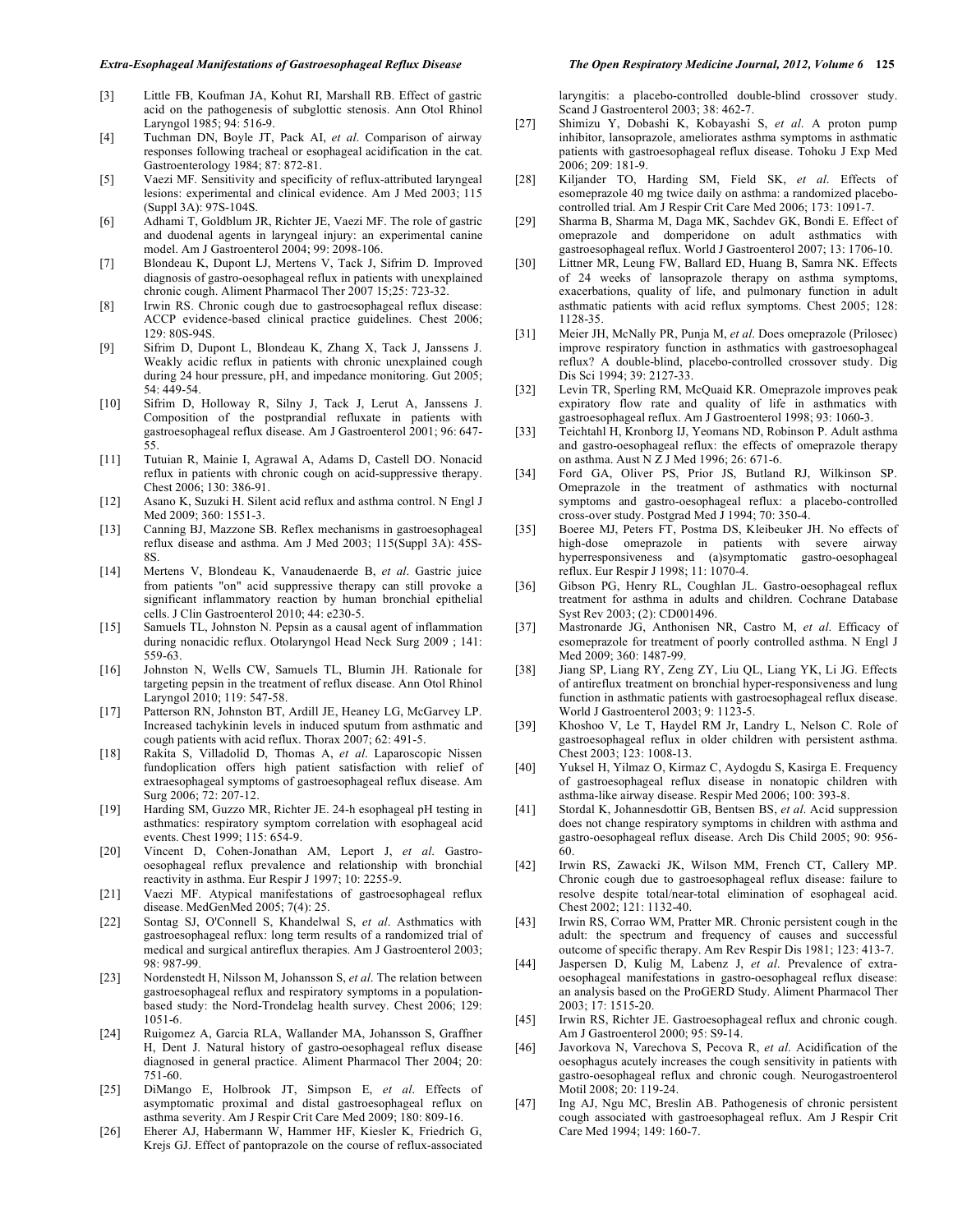[3] Little FB, Koufman JA, Kohut RI, Marshall RB. Effect of gastric acid on the pathogenesis of subglottic stenosis. Ann Otol Rhinol Laryngol 1985; 94: 516-9.

[4] Tuchman DN, Boyle JT, Pack AI, *et al*. Comparison of airway responses following tracheal or esophageal acidification in the cat. Gastroenterology 1984; 87: 872-81.

[5] Vaezi MF. Sensitivity and specificity of reflux-attributed laryngeal lesions: experimental and clinical evidence. Am J Med 2003; 115 (Suppl 3A): 97S-104S.

[6] Adhami T, Goldblum JR, Richter JE, Vaezi MF. The role of gastric and duodenal agents in laryngeal injury: an experimental canine model. Am J Gastroenterol 2004; 99: 2098-106.

[7] Blondeau K, Dupont LJ, Mertens V, Tack J, Sifrim D. Improved diagnosis of gastro-oesophageal reflux in patients with unexplained chronic cough. Aliment Pharmacol Ther 2007 15;25: 723-32.

[8] Irwin RS. Chronic cough due to gastroesophageal reflux disease: ACCP evidence-based clinical practice guidelines. Chest 2006; 129: 80S-94S.

[9] Sifrim D, Dupont L, Blondeau K, Zhang X, Tack J, Janssens J. Weakly acidic reflux in patients with chronic unexplained cough during 24 hour pressure, pH, and impedance monitoring. Gut 2005; 54: 449-54.

[10] Sifrim D, Holloway R, Silny J, Tack J, Lerut A, Janssens J. Composition of the postprandial refluxate in patients with gastroesophageal reflux disease. Am J Gastroenterol 2001; 96: 647-55.

[11] Tutuian R, Mainie I, Agrawal A, Adams D, Castell DO. Nonacid reflux in patients with chronic cough on acid-suppressive therapy. Chest 2006; 130: 386-91.

[12] Asano K, Suzuki H. Silent acid reflux and asthma control. N Engl J Med 2009; 360: 1551-3.

[13] Canning BJ, Mazzone SB. Reflex mechanisms in gastroesophageal reflux disease and asthma. Am J Med 2003; 115(Suppl 3A): 45S-8S.

[14] Mertens V, Blondeau K, Vanaudenaerde B, *et al*. Gastric juice from patients "on" acid suppressive therapy can still provoke a significant inflammatory reaction by human bronchial epithelial cells. J Clin Gastroenterol 2010; 44: e230-5.

[15] Samuels TL, Johnston N. Pepsin as a causal agent of inflammation during nonacidic reflux. Otolaryngol Head Neck Surg 2009 ; 141: 559-63.

[16] Johnston N, Wells CW, Samuels TL, Blumin JH. Rationale for targeting pepsin in the treatment of reflux disease. Ann Otol Rhinol Laryngol 2010; 119: 547-58.

[17] Patterson RN, Johnston BT, Ardill JE, Heaney LG, McGarvey LP. Increased tachykinin levels in induced sputum from asthmatic and cough patients with acid reflux. Thorax 2007; 62: 491-5.

[18] Rakita S, Villadolid D, Thomas A, *et al*. Laparoscopic Nissen fundoplication offers high patient satisfaction with relief of extraesophageal symptoms of gastroesophageal reflux disease. Am Surg 2006; 72: 207-12.

[19] Harding SM, Guzzo MR, Richter JE. 24-h esophageal pH testing in asthmatics: respiratory symptom correlation with esophageal acid events. Chest 1999; 115: 654-9.

[20] Vincent D, Cohen-Jonathan AM, Leport J, *et al*. Gastro-oesophageal reflux prevalence and relationship with bronchial reactivity in asthma. Eur Respir J 1997; 10: 2255-9.

[21] Vaezi MF. Atypical manifestations of gastroesophageal reflux disease. MedGenMed 2005; 7(4): 25.

[22] Sontag SJ, O'Connell S, Khandelwal S, *et al*. Asthmatics with gastroesophageal reflux: long term results of a randomized trial of medical and surgical antireflux therapies. Am J Gastroenterol 2003; 98: 987-99.

[23] Nordenstedt H, Nilsson M, Johansson S, *et al*. The relation between gastroesophageal reflux and respiratory symptoms in a population-based study: the Nord-Trondelag health survey. Chest 2006; 129: 1051-6.

[24] Ruigomez A, Garcia RLA, Wallander MA, Johansson S, Graffner H, Dent J. Natural history of gastro-oesophageal reflux disease diagnosed in general practice. Aliment Pharmacol Ther 2004; 20: 751-60.

[25] DiMango E, Holbrook JT, Simpson E, *et al*. Effects of asymptomatic proximal and distal gastroesophageal reflux on asthma severity. Am J Respir Crit Care Med 2009; 180: 809-16.

[26] Eherer AJ, Habermann W, Hammer HF, Kiesler K, Friedrich G, Krejs GJ. Effect of pantoprazole on the course of reflux-associated laryngitis: a placebo-controlled double-blind crossover study. Scand J Gastroenterol 2003; 38: 462-7.

[27] Shimizu Y, Dobashi K, Kobayashi S, *et al*. A proton pump inhibitor, lansoprazole, ameliorates asthma symptoms in asthmatic patients with gastroesophageal reflux disease. Tohoku J Exp Med 2006; 209: 181-9.

[28] Kiljander TO, Harding SM, Field SK, *et al*. Effects of esomeprazole 40 mg twice daily on asthma: a randomized placebo-controlled trial. Am J Respir Crit Care Med 2006; 173: 1091-7.

[29] Sharma B, Sharma M, Daga MK, Sachdev GK, Bondi E. Effect of omeprazole and domperidone on adult asthmatics with gastroesophageal reflux. World J Gastroenterol 2007; 13: 1706-10.

[30] Littner MR, Leung FW, Ballard ED, Huang B, Samra NK. Effects of 24 weeks of lansoprazole therapy on asthma symptoms, exacerbations, quality of life, and pulmonary function in adult asthmatic patients with acid reflux symptoms. Chest 2005; 128: 1128-35.

[31] Meier JH, McNally PR, Punja M, *et al*. Does omeprazole (Prilosec) improve respiratory function in asthmatics with gastroesophageal reflux? A double-blind, placebo-controlled crossover study. Dig Dis Sci 1994; 39: 2127-33.

[32] Levin TR, Sperling RM, McQuaid KR. Omeprazole improves peak expiratory flow rate and quality of life in asthmatics with gastroesophageal reflux. Am J Gastroenterol 1998; 93: 1060-3.

[33] Teichtahl H, Kronborg IJ, Yeomans ND, Robinson P. Adult asthma and gastro-oesophageal reflux: the effects of omeprazole therapy on asthma. Aust N Z J Med 1996; 26: 671-6.

[34] Ford GA, Oliver PS, Prior JS, Butland RJ, Wilkinson SP. Omeprazole in the treatment of asthmatics with nocturnal symptoms and gastro-oesophageal reflux: a placebo-controlled cross-over study. Postgrad Med J 1994; 70: 350-4.

[35] Boeree MJ, Peters FT, Postma DS, Kleibeuker JH. No effects of high-dose omeprazole in patients with severe airway hyperresponsiveness and (a)symptomatic gastro-oesophageal reflux. Eur Respir J 1998; 11: 1070-4.

[36] Gibson PG, Henry RL, Coughlan JL. Gastro-oesophageal reflux treatment for asthma in adults and children. Cochrane Database Syst Rev 2003; (2): CD001496.

[37] Mastronarde JG, Anthonisen NR, Castro M, *et al*. Efficacy of esomeprazole for treatment of poorly controlled asthma. N Engl J Med 2009; 360: 1487-99.

[38] Jiang SP, Liang RY, Zeng ZY, Liu QL, Liang YK, Li JG. Effects of antireflux treatment on bronchial hyper-responsiveness and lung function in asthmatic patients with gastroesophageal reflux disease. World J Gastroenterol 2003; 9: 1123-5.

[39] Khoshoo V, Le T, Haydel RM Jr, Landry L, Nelson C. Role of gastroesophageal reflux in older children with persistent asthma. Chest 2003; 123: 1008-13.

[40] Yuksel H, Yilmaz O, Kirmaz C, Aydogdu S, Kasirga E. Frequency of gastroesophageal reflux disease in nonatopic children with asthma-like airway disease. Respir Med 2006; 100: 393-8.

[41] Stordal K, Johannesdottir GB, Bentsen BS, *et al*. Acid suppression does not change respiratory symptoms in children with asthma and gastro-oesophageal reflux disease. Arch Dis Child 2005; 90: 956-60.

[42] Irwin RS, Zawacki JK, Wilson MM, French CT, Callery MP. Chronic cough due to gastroesophageal reflux disease: failure to resolve despite total/near-total elimination of esophageal acid. Chest 2002; 121: 1132-40.

[43] Irwin RS, Corrao WM, Pratter MR. Chronic persistent cough in the adult: the spectrum and frequency of causes and successful outcome of specific therapy. Am Rev Respir Dis 1981; 123: 413-7.

[44] Jaspersen D, Kulig M, Labenz J, *et al*. Prevalence of extra-oesophageal manifestations in gastro-oesophageal reflux disease: an analysis based on the ProGERD Study. Aliment Pharmacol Ther 2003; 17: 1515-20.

[45] Irwin RS, Richter JE. Gastroesophageal reflux and chronic cough. Am J Gastroenterol 2000; 95: S9-14.

[46] Javorkova N, Varechova S, Pecova R, *et al*. Acidification of the oesophagus acutely increases the cough sensitivity in patients with gastro-oesophageal reflux and chronic cough. Neurogastroenterol Motil 2008; 20: 119-24.

[47] Ing AJ, Ngu MC, Breslin AB. Pathogenesis of chronic persistent cough associated with gastroesophageal reflux. Am J Respir Crit Care Med 1994; 149: 160-7.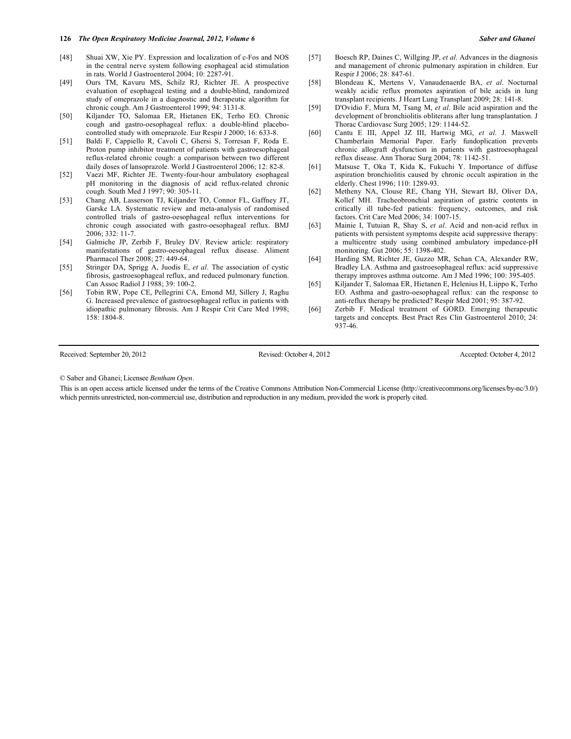[48] Shuai XW, Xie PY. Expression and localization of c-Fos and NOS in the central nerve system following esophageal acid stimulation in rats. World J Gastroenterol 2004; 10: 2287-91.

[49] Ours TM, Kavuru MS, Schilz RJ, Richter JE. A prospective evaluation of esophageal testing and a double-blind, randomized study of omeprazole in a diagnostic and therapeutic algorithm for chronic cough. Am J Gastroenterol 1999; 94: 3131-8.

[50] Kiljander TO, Salomaa ER, Hietanen EK, Terho EO. Chronic cough and gastro-oesophageal reflux: a double-blind placebo-controlled study with omeprazole. Eur Respir J 2000; 16: 633-8.

[51] Baldi F, Cappiello R, Cavoli C, Ghersi S, Torresan F, Roda E. Proton pump inhibitor treatment of patients with gastroesophageal reflux-related chronic cough: a comparison between two different daily doses of lansoprazole. World J Gastroenterol 2006; 12: 82-8.

[52] Vaezi MF, Richter JE. Twenty-four-hour ambulatory esophageal pH monitoring in the diagnosis of acid reflux-related chronic cough. South Med J 1997; 90: 305-11.

[53] Chang AB, Lasserson TJ, Kiljander TO, Connor FL, Gaffney JT, Garske LA. Systematic review and meta-analysis of randomised controlled trials of gastro-oesophageal reflux interventions for chronic cough associated with gastro-oesophageal reflux. BMJ 2006; 332: 11-7.

[54] Galmiche JP, Zerbib F, Bruley DV. Review article: respiratory manifestations of gastro-oesophageal reflux disease. Aliment Pharmacol Ther 2008; 27: 449-64.

[55] Stringer DA, Sprigg A, Juodis E, *et al*. The association of cystic fibrosis, gastroesophageal reflux, and reduced pulmonary function. Can Assoc Radiol J 1988; 39: 100-2.

[56] Tobin RW, Pope CE, Pellegrini CA, Emond MJ, Sillery J, Raghu G. Increased prevalence of gastroesophageal reflux in patients with idiopathic pulmonary fibrosis. Am J Respir Crit Care Med 1998; 158: 1804-8.

[57] Boesch RP, Daines C, Willging JP, *et al*. Advances in the diagnosis and management of chronic pulmonary aspiration in children. Eur Respir J 2006; 28: 847-61.

[58] Blondeau K, Mertens V, Vanaudenaerde BA, *et al*. Nocturnal weakly acidic reflux promotes aspiration of bile acids in lung transplant recipients. J Heart Lung Transplant 2009; 28: 141-8.

[59] D'Ovidio F, Mura M, Tsang M, *et al*. Bile acid aspiration and the development of bronchiolitis obliterans after lung transplantation. J Thorac Cardiovasc Surg 2005; 129: 1144-52.

[60] Cantu E III, Appel JZ III, Hartwig MG, *et al*. J. Maxwell Chamberlain Memorial Paper. Early fundoplication prevents chronic allograft dysfunction in patients with gastroesophageal reflux disease. Ann Thorac Surg 2004; 78: 1142-51.

[61] Matsuse T, Oka T, Kida K, Fukuchi Y. Importance of diffuse aspiration bronchiolitis caused by chronic occult aspiration in the elderly. Chest 1996; 110: 1289-93.

[62] Metheny NA, Clouse RE, Chang YH, Stewart BJ, Oliver DA, Kollef MH. Tracheobronchial aspiration of gastric contents in critically ill tube-fed patients: frequency, outcomes, and risk factors. Crit Care Med 2006; 34: 1007-15.

[63] Mainie I, Tutuian R, Shay S, *et al*. Acid and non-acid reflux in patients with persistent symptoms despite acid suppressive therapy: a multicentre study using combined ambulatory impedance-pH monitoring. Gut 2006; 55: 1398-402.

[64] Harding SM, Richter JE, Guzzo MR, Schan CA, Alexander RW, Bradley LA. Asthma and gastroesophageal reflux: acid suppressive therapy improves asthma outcome. Am J Med 1996; 100: 395-405.

[65] Kiljander T, Salomaa ER, Hietanen E, Helenius H, Liippo K, Terho EO. Asthma and gastro-oesophageal reflux: can the response to anti-reflux therapy be predicted? Respir Med 2001; 95: 387-92.

[66] Zerbib F. Medical treatment of GORD. Emerging therapeutic targets and concepts. Best Pract Res Clin Gastroenterol 2010; 24: 937-46.

Received: September 20, 2012 Revised: October 4, 2012 Accepted: October 4, 2012

© Saber and Ghanei; Licensee *Bentham Open*.

This is an open access article licensed under the terms of the Creative Commons Attribution Non-Commercial License (http://creativecommons.org/licenses/by-nc/3.0/) which permits unrestricted, non-commercial use, distribution and reproduction in any medium, provided the work is properly cited.